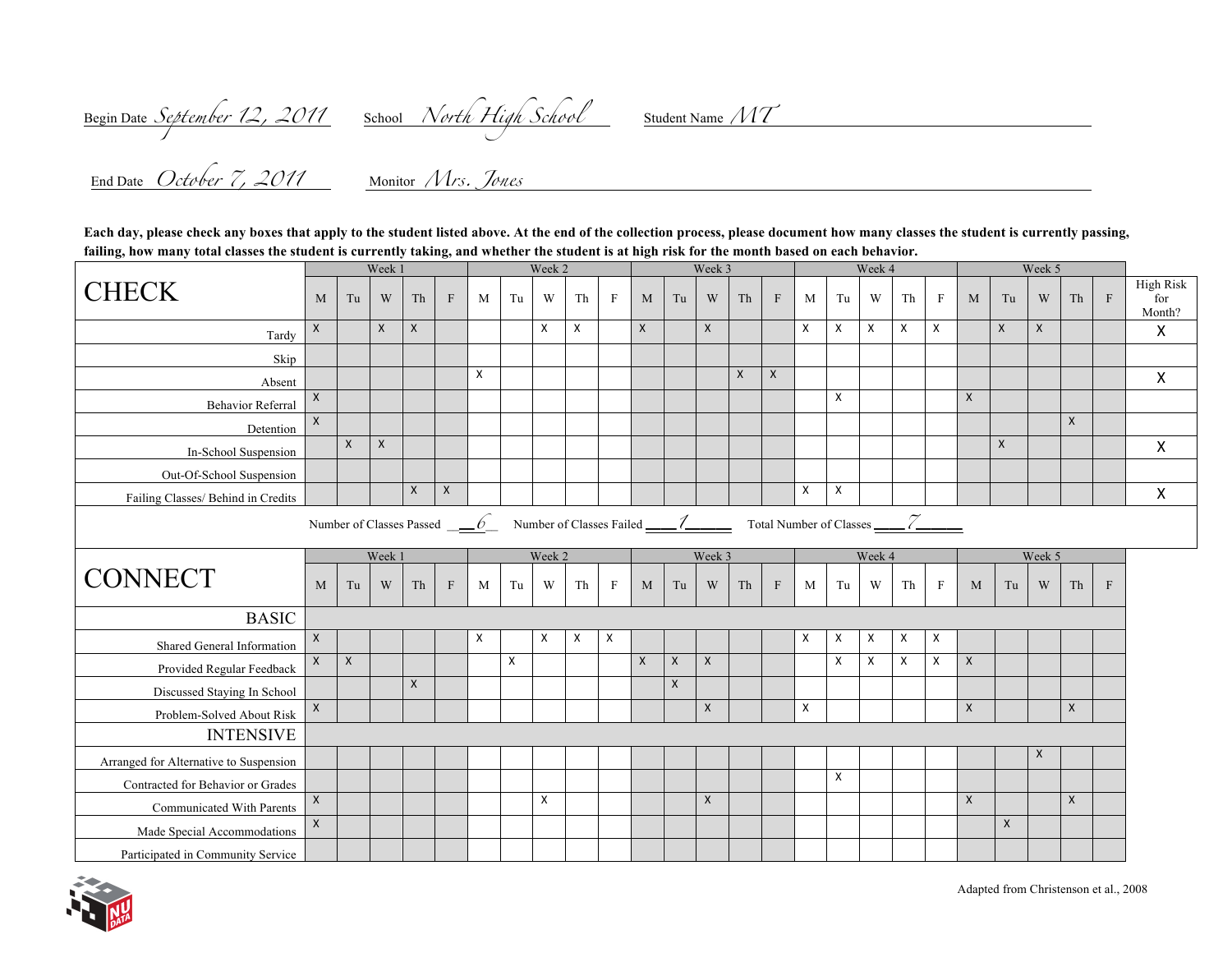Begin Date *September 12, 2011*   School *North High School*   Student Name *MT*

End Date *October 7, 2011*   Monitor *Mrs. Jones*

**Each day, please check any boxes that apply to the student listed above. At the end of the collection process, please document how many classes the student is currently passing, failing, how many total classes the student is currently taking, and whether the student is at high risk for the month based on each behavior.**

| CHECK | Week 1 | | | | | Week 2 | | | | | Week 3 | | | | | Week 4 | | | | | Week 5 | | | | | High Risk for Month? |
|---|---|---|---|---|---|---|---|---|---|---|---|---|---|---|---|---|---|---|---|---|---|---|---|---|---|---|
| | M | Tu | W | Th | F | M | Tu | W | Th | F | M | Tu | W | Th | F | M | Tu | W | Th | F | M | Tu | W | Th | F | |
| Tardy | X | | X | X | | | | X | X | | X | | X | | | X | X | X | X | X | | X | X | | | X |
| Skip | | | | | | | | | | | | | | | | | | | | | | | | | | |
| Absent | | | | | | X | | | | | | | | X | X | | | | | | | | | | | X |
| Behavior Referral | X | | | | | | | | | | | | | | | | X | | | | X | | | | | |
| Detention | X | | | | | | | | | | | | | | | | | | | | | | | X | | |
| In-School Suspension | | X | X | | | | | | | | | | | | | | | | | | | X | | | | X |
| Out-Of-School Suspension | | | | | | | | | | | | | | | | | | | | | | | | | | |
| Failing Classes/ Behind in Credits | | | | X | X | | | | | | | | | | | X | X | | | | | | | | | X |

Number of Classes Passed *6*   Number of Classes Failed *1*   Total Number of Classes *7*

| CONNECT | Week 1 | | | | | Week 2 | | | | | Week 3 | | | | | Week 4 | | | | | Week 5 | | | | |
|---|---|---|---|---|---|---|---|---|---|---|---|---|---|---|---|---|---|---|---|---|---|---|---|---|---|
| | M | Tu | W | Th | F | M | Tu | W | Th | F | M | Tu | W | Th | F | M | Tu | W | Th | F | M | Tu | W | Th | F |
| **BASIC** | | | | | | | | | | | | | | | | | | | | | | | | | |
| Shared General Information | X | | | | | X | | X | X | X | | | | | | X | X | X | X | X | | | | | |
| Provided Regular Feedback | X | X | | | | | X | | | | X | X | X | | | | X | X | X | X | X | | | | |
| Discussed Staying In School | | | | X | | | | | | | | X | | | | | | | | | | | | | |
| Problem-Solved About Risk | X | | | | | | | | | | | | X | | | X | | | | | X | | | X | |
| **INTENSIVE** | | | | | | | | | | | | | | | | | | | | | | | | | |
| Arranged for Alternative to Suspension | | | | | | | | | | | | | | | | | | | | | | | X | | |
| Contracted for Behavior or Grades | | | | | | | | | | | | | | | | | X | | | | | | | | |
| Communicated With Parents | X | | | | | | | X | | | | | X | | | | | | | | X | | | X | |
| Made Special Accommodations | X | | | | | | | | | | | | | | | | | | | | | X | | | |
| Participated in Community Service | | | | | | | | | | | | | | | | | | | | | | | | | |

Adapted from Christenson et al., 2008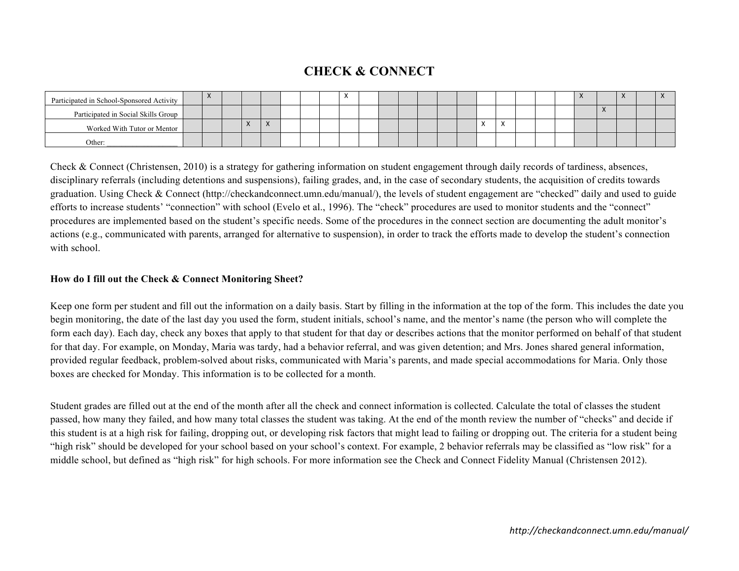# CHECK & CONNECT

| | | | | | | | | | | | | | | | | | | | | | | | | | |
|---|---|---|---|---|---|---|---|---|---|---|---|---|---|---|---|---|---|---|---|---|---|---|---|---|---|
| Participated in School-Sponsored Activity | | X | | | | | | | X | | | | | | | | | | | | X | | X | | X |
| Participated in Social Skills Group | | | | | | | | | | | | | | | | | | | | | | X | | | |
| Worked With Tutor or Mentor | | | | X | X | | | | | | | | | | | X | X | | | | | | | | |
| Other: ___________________ | | | | | | | | | | | | | | | | | | | | | | | | | |

Check & Connect (Christensen, 2010) is a strategy for gathering information on student engagement through daily records of tardiness, absences, disciplinary referrals (including detentions and suspensions), failing grades, and, in the case of secondary students, the acquisition of credits towards graduation. Using Check & Connect (http://checkandconnect.umn.edu/manual/), the levels of student engagement are "checked" daily and used to guide efforts to increase students' "connection" with school (Evelo et al., 1996). The "check" procedures are used to monitor students and the "connect" procedures are implemented based on the student's specific needs. Some of the procedures in the connect section are documenting the adult monitor's actions (e.g., communicated with parents, arranged for alternative to suspension), in order to track the efforts made to develop the student's connection with school.

**How do I fill out the Check & Connect Monitoring Sheet?**

Keep one form per student and fill out the information on a daily basis. Start by filling in the information at the top of the form. This includes the date you begin monitoring, the date of the last day you used the form, student initials, school's name, and the mentor's name (the person who will complete the form each day). Each day, check any boxes that apply to that student for that day or describes actions that the monitor performed on behalf of that student for that day. For example, on Monday, Maria was tardy, had a behavior referral, and was given detention; and Mrs. Jones shared general information, provided regular feedback, problem-solved about risks, communicated with Maria's parents, and made special accommodations for Maria. Only those boxes are checked for Monday. This information is to be collected for a month.

Student grades are filled out at the end of the month after all the check and connect information is collected. Calculate the total of classes the student passed, how many they failed, and how many total classes the student was taking. At the end of the month review the number of "checks" and decide if this student is at a high risk for failing, dropping out, or developing risk factors that might lead to failing or dropping out. The criteria for a student being "high risk" should be developed for your school based on your school's context. For example, 2 behavior referrals may be classified as "low risk" for a middle school, but defined as "high risk" for high schools. For more information see the Check and Connect Fidelity Manual (Christensen 2012).

*http://checkandconnect.umn.edu/manual/*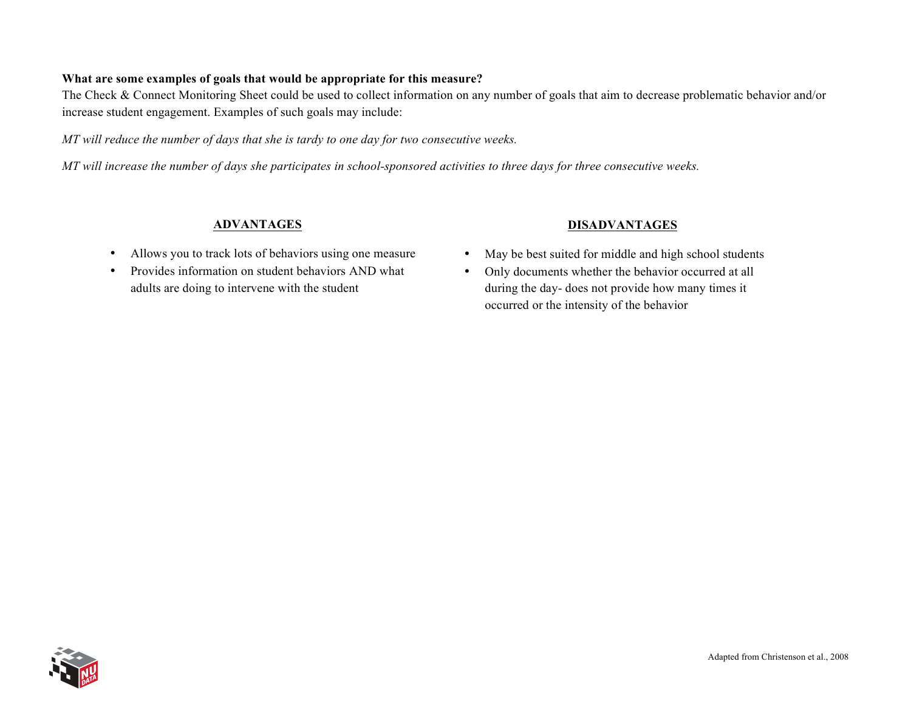**What are some examples of goals that would be appropriate for this measure?**

The Check & Connect Monitoring Sheet could be used to collect information on any number of goals that aim to decrease problematic behavior and/or increase student engagement. Examples of such goals may include:

*MT will reduce the number of days that she is tardy to one day for two consecutive weeks.*

*MT will increase the number of days she participates in school-sponsored activities to three days for three consecutive weeks.*

**ADVANTAGES**

- Allows you to track lots of behaviors using one measure
- Provides information on student behaviors AND what adults are doing to intervene with the student

**DISADVANTAGES**

- May be best suited for middle and high school students
- Only documents whether the behavior occurred at all during the day- does not provide how many times it occurred or the intensity of the behavior

Adapted from Christenson et al., 2008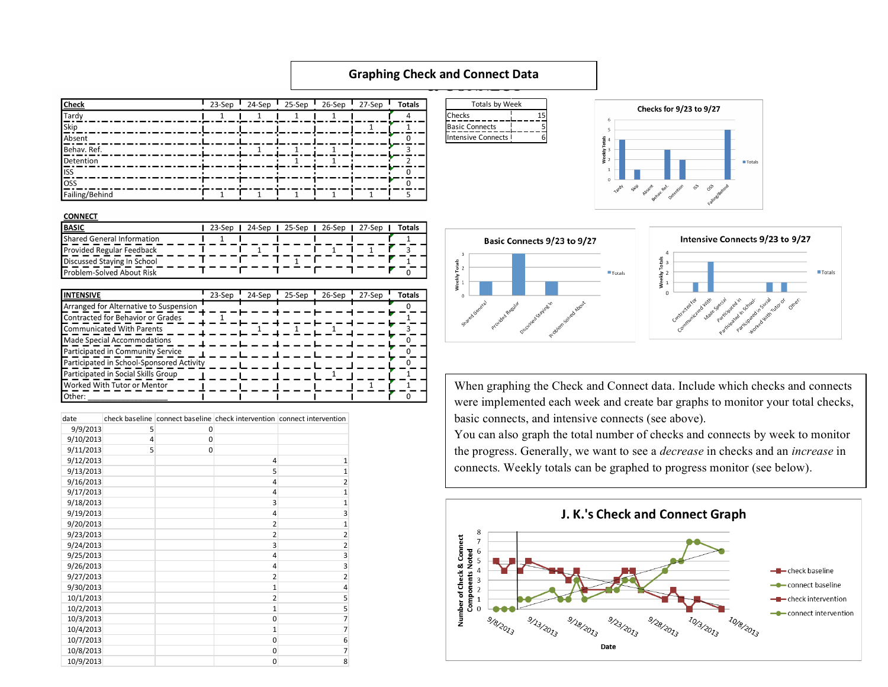# Graphing Check and Connect Data

| Check | 23-Sep | 24-Sep | 25-Sep | 26-Sep | 27-Sep | Totals |
|---|---|---|---|---|---|---|
| Tardy | 1 | 1 | 1 | 1 | | 4 |
| Skip | | | | | 1 | 1 |
| Absent | | | | | | 0 |
| Behav. Ref. | | 1 | 1 | 1 | | 3 |
| Detention | | | 1 | 1 | | 2 |
| ISS | | | | | | 0 |
| OSS | | | | | | 0 |
| Failing/Behind | 1 | 1 | 1 | 1 | 1 | 5 |

| Totals by Week | |
|---|---|
| Checks | 15 |
| Basic Connects | 5 |
| Intensive Connects | 6 |

**CONNECT**

| BASIC | 23-Sep | 24-Sep | 25-Sep | 26-Sep | 27-Sep | Totals |
|---|---|---|---|---|---|---|
| Shared General Information | 1 | | | | | 1 |
| Provided Regular Feedback | | 1 | | 1 | 1 | 3 |
| Discussed Staying In School | | | 1 | | | 1 |
| Problem-Solved About Risk | | | | | | 0 |

| INTENSIVE | 23-Sep | 24-Sep | 25-Sep | 26-Sep | 27-Sep | Totals |
|---|---|---|---|---|---|---|
| Arranged for Alternative to Suspension | | | | | | 0 |
| Contracted for Behavior or Grades | 1 | | | | | 1 |
| Communicated With Parents | | 1 | 1 | 1 | | 3 |
| Made Special Accommodations | | | | | | 0 |
| Participated in Community Service | | | | | | 0 |
| Participated in School-Sponsored Activity | | | | | | 0 |
| Participated in Social Skills Group | | | | 1 | | 1 |
| Worked With Tutor or Mentor | | | | | 1 | 1 |
| Other: | | | | | | 0 |

| date | check baseline | connect baseline | check intervention | connect intervention |
|---|---|---|---|---|
| 9/9/2013 | 5 | 0 | | |
| 9/10/2013 | 4 | 0 | | |
| 9/11/2013 | 5 | 0 | | |
| 9/12/2013 | | | 4 | 1 |
| 9/13/2013 | | | 5 | 1 |
| 9/16/2013 | | | 4 | 2 |
| 9/17/2013 | | | 4 | 1 |
| 9/18/2013 | | | 3 | 1 |
| 9/19/2013 | | | 4 | 3 |
| 9/20/2013 | | | 2 | 1 |
| 9/23/2013 | | | 2 | 2 |
| 9/24/2013 | | | 3 | 2 |
| 9/25/2013 | | | 4 | 3 |
| 9/26/2013 | | | 4 | 3 |
| 9/27/2013 | | | 2 | 2 |
| 9/30/2013 | | | 1 | 4 |
| 10/1/2013 | | | 2 | 5 |
| 10/2/2013 | | | 1 | 5 |
| 10/3/2013 | | | 0 | 7 |
| 10/4/2013 | | | 1 | 7 |
| 10/7/2013 | | | 0 | 6 |
| 10/8/2013 | | | 0 | 7 |
| 10/9/2013 | | | 0 | 8 |

When graphing the Check and Connect data. Include which checks and connects were implemented each week and create bar graphs to monitor your total checks, basic connects, and intensive connects (see above).
You can also graph the total number of checks and connects by week to monitor the progress. Generally, we want to see a *decrease* in checks and an *increase* in connects. Weekly totals can be graphed to progress monitor (see below).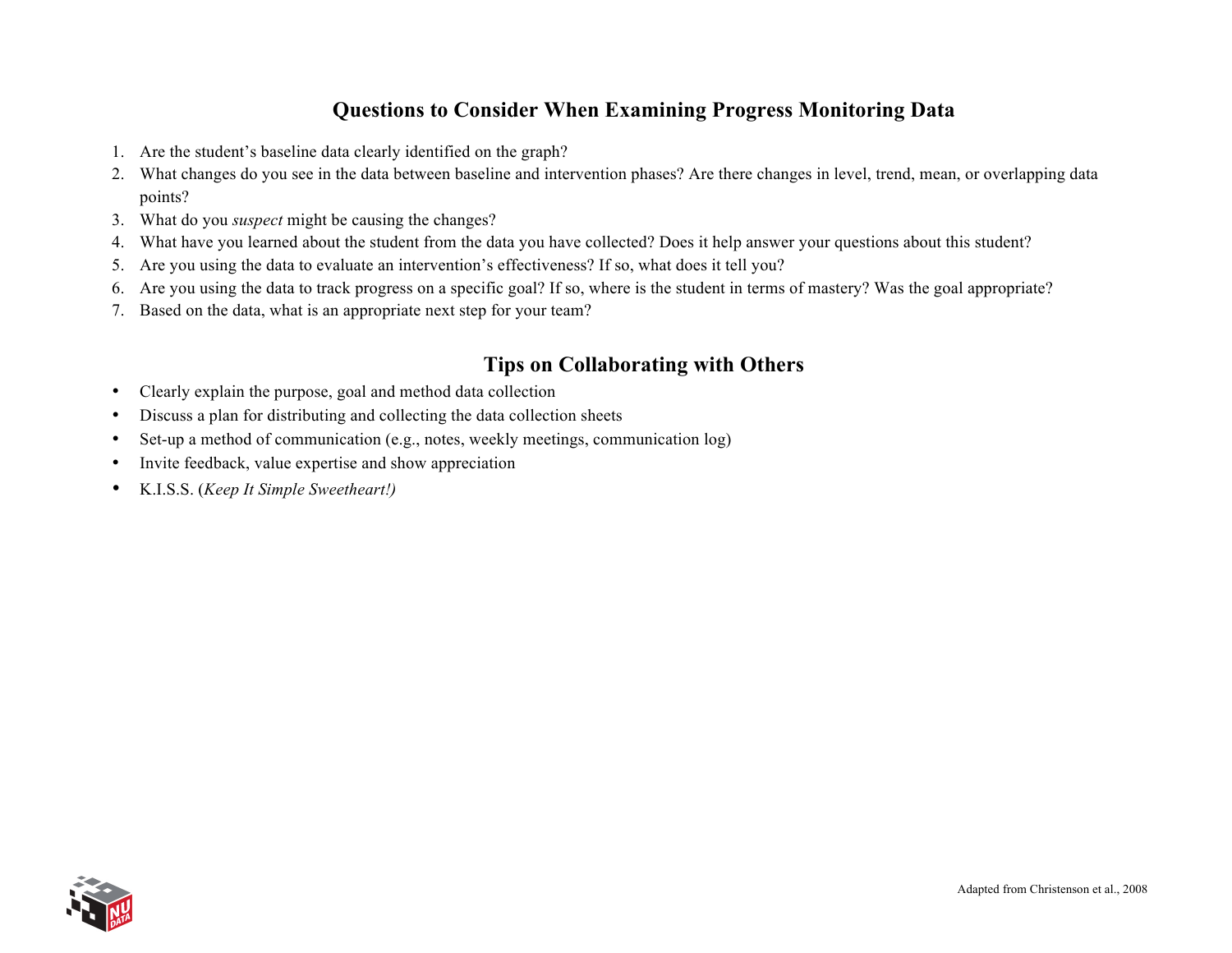## Questions to Consider When Examining Progress Monitoring Data

1. Are the student's baseline data clearly identified on the graph?
2. What changes do you see in the data between baseline and intervention phases? Are there changes in level, trend, mean, or overlapping data points?
3. What do you *suspect* might be causing the changes?
4. What have you learned about the student from the data you have collected? Does it help answer your questions about this student?
5. Are you using the data to evaluate an intervention's effectiveness? If so, what does it tell you?
6. Are you using the data to track progress on a specific goal? If so, where is the student in terms of mastery? Was the goal appropriate?
7. Based on the data, what is an appropriate next step for your team?

## Tips on Collaborating with Others

- Clearly explain the purpose, goal and method data collection
- Discuss a plan for distributing and collecting the data collection sheets
- Set-up a method of communication (e.g., notes, weekly meetings, communication log)
- Invite feedback, value expertise and show appreciation
- K.I.S.S. (*Keep It Simple Sweetheart!)*

Adapted from Christenson et al., 2008